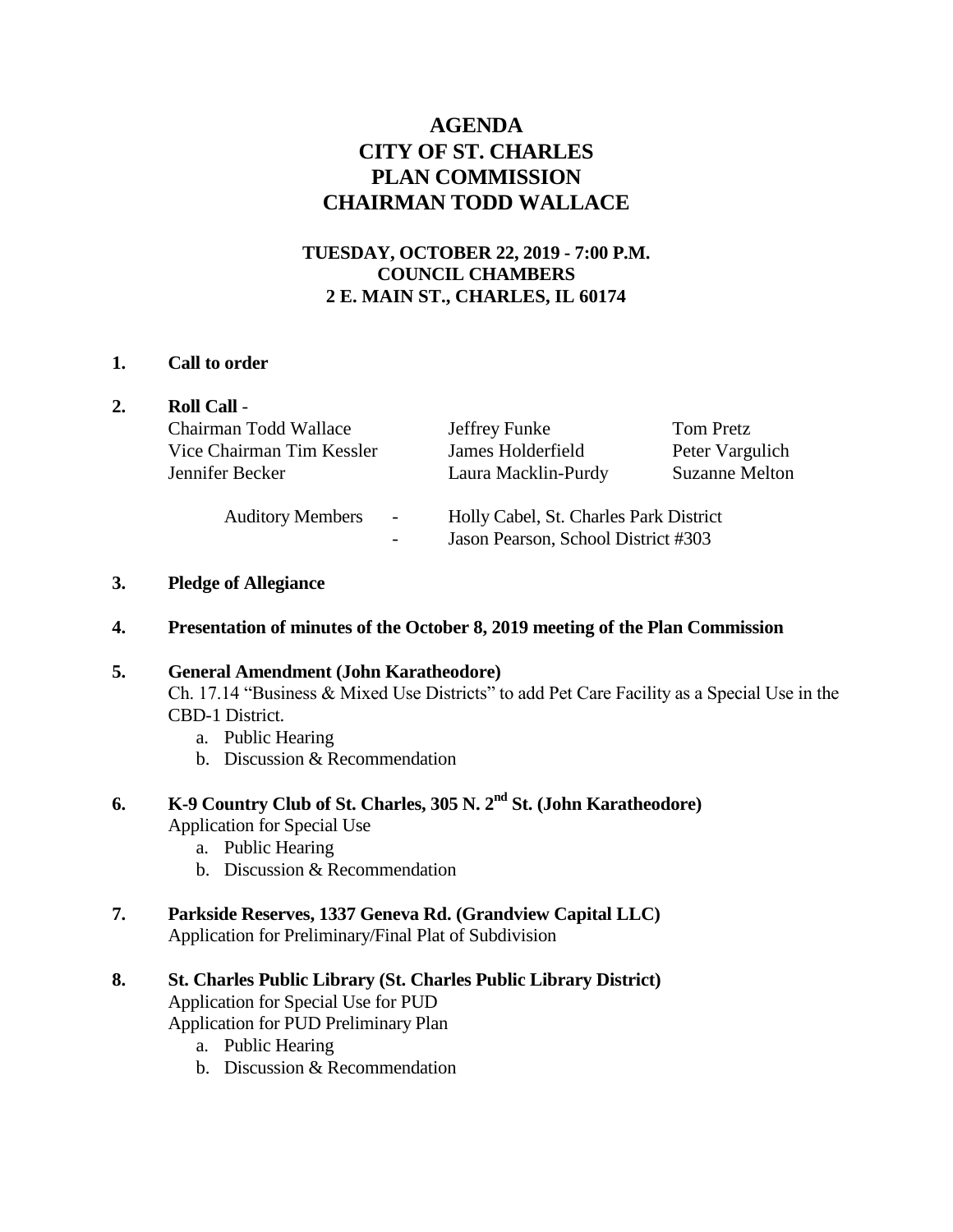# AGENDA
# CITY OF ST. CHARLES
# PLAN COMMISSION
# CHAIRMAN TODD WALLACE

**TUESDAY, OCTOBER 22, 2019 - 7:00 P.M.**
**COUNCIL CHAMBERS**
**2 E. MAIN ST., CHARLES, IL 60174**

**1. Call to order**

**2. Roll Call** -

| | | |
|---|---|---|
| Chairman Todd Wallace | Jeffrey Funke | Tom Pretz |
| Vice Chairman Tim Kessler | James Holderfield | Peter Vargulich |
| Jennifer Becker | Laura Macklin-Purdy | Suzanne Melton |

Auditory Members - Holly Cabel, St. Charles Park District
- Jason Pearson, School District #303

**3. Pledge of Allegiance**

**4. Presentation of minutes of the October 8, 2019 meeting of the Plan Commission**

**5. General Amendment (John Karatheodore)**
Ch. 17.14 "Business & Mixed Use Districts" to add Pet Care Facility as a Special Use in the CBD-1 District.

a. Public Hearing
b. Discussion & Recommendation

**6. K-9 Country Club of St. Charles, 305 N. 2nd St. (John Karatheodore)**
Application for Special Use

a. Public Hearing
b. Discussion & Recommendation

**7. Parkside Reserves, 1337 Geneva Rd. (Grandview Capital LLC)**
Application for Preliminary/Final Plat of Subdivision

**8. St. Charles Public Library (St. Charles Public Library District)**
Application for Special Use for PUD
Application for PUD Preliminary Plan

a. Public Hearing
b. Discussion & Recommendation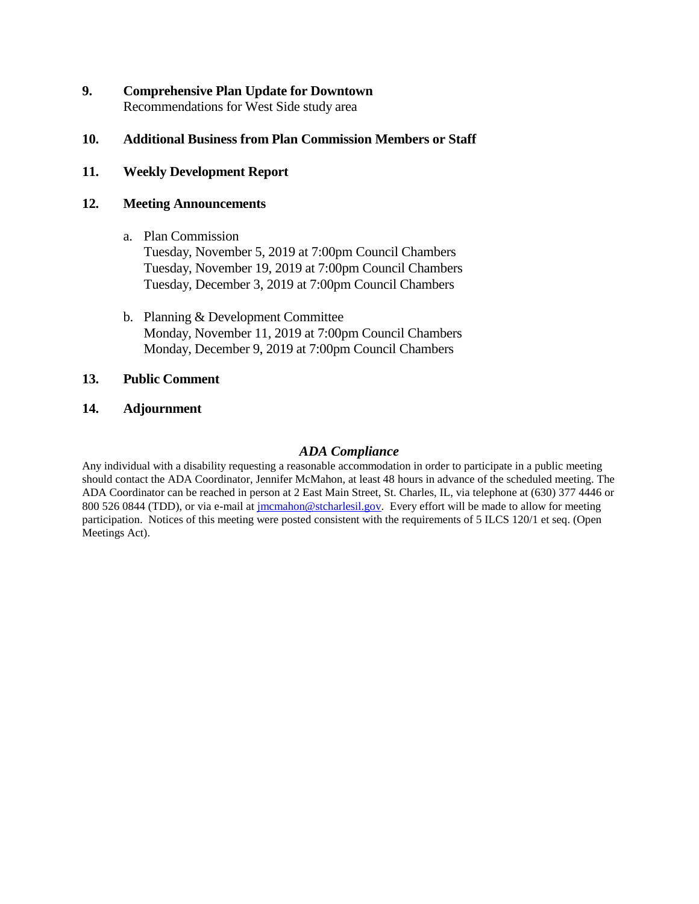**9. Comprehensive Plan Update for Downtown**
Recommendations for West Side study area

**10. Additional Business from Plan Commission Members or Staff**

**11. Weekly Development Report**

**12. Meeting Announcements**

a. Plan Commission
Tuesday, November 5, 2019 at 7:00pm Council Chambers
Tuesday, November 19, 2019 at 7:00pm Council Chambers
Tuesday, December 3, 2019 at 7:00pm Council Chambers

b. Planning & Development Committee
Monday, November 11, 2019 at 7:00pm Council Chambers
Monday, December 9, 2019 at 7:00pm Council Chambers

**13. Public Comment**

**14. Adjournment**

***ADA Compliance***

Any individual with a disability requesting a reasonable accommodation in order to participate in a public meeting should contact the ADA Coordinator, Jennifer McMahon, at least 48 hours in advance of the scheduled meeting. The ADA Coordinator can be reached in person at 2 East Main Street, St. Charles, IL, via telephone at (630) 377 4446 or 800 526 0844 (TDD), or via e-mail at jmcmahon@stcharlesil.gov. Every effort will be made to allow for meeting participation. Notices of this meeting were posted consistent with the requirements of 5 ILCS 120/1 et seq. (Open Meetings Act).